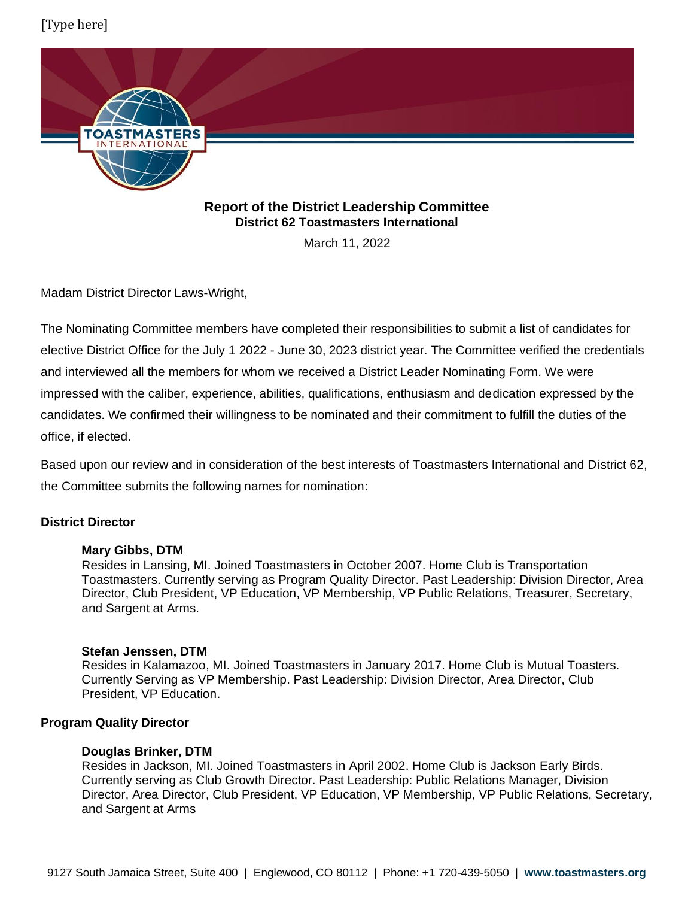# Report of the District Leadership Committee

## District 62 Toastmasters International

March 11, 2022

Madam District Director Laws-Wright,

The Nominating Committee members have completed their responsibilities to submit a list of candidates for elective District Office for the July 1 2022 - June 30, 2023 district year. The Committee verified the credentials and interviewed all the members for whom we received a District Leader Nominating Form. We were impressed with the caliber, experience, abilities, qualifications, enthusiasm and dedication expressed by the candidates. We confirmed their willingness to be nominated and their commitment to fulfill the duties of the office, if elected.

Based upon our review and in consideration of the best interests of Toastmasters International and District 62, the Committee submits the following names for nomination:

### District Director

**Mary Gibbs, DTM**
Resides in Lansing, MI. Joined Toastmasters in October 2007. Home Club is Transportation Toastmasters. Currently serving as Program Quality Director. Past Leadership: Division Director, Area Director, Club President, VP Education, VP Membership, VP Public Relations, Treasurer, Secretary, and Sargent at Arms.

**Stefan Jenssen, DTM**
Resides in Kalamazoo, MI. Joined Toastmasters in January 2017. Home Club is Mutual Toasters. Currently Serving as VP Membership. Past Leadership: Division Director, Area Director, Club President, VP Education.

### Program Quality Director

**Douglas Brinker, DTM**
Resides in Jackson, MI. Joined Toastmasters in April 2002. Home Club is Jackson Early Birds. Currently serving as Club Growth Director. Past Leadership: Public Relations Manager, Division Director, Area Director, Club President, VP Education, VP Membership, VP Public Relations, Secretary, and Sargent at Arms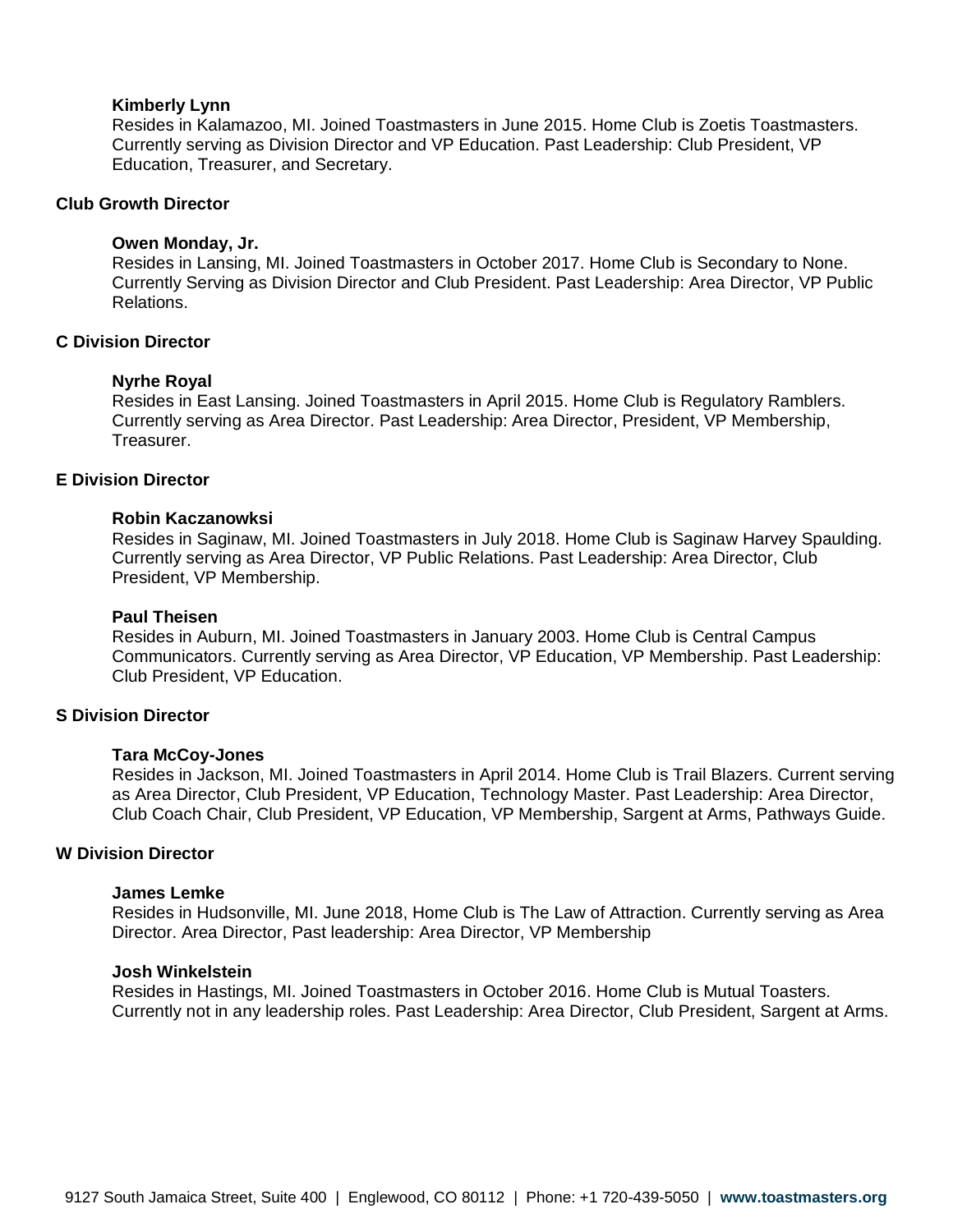**Kimberly Lynn**
Resides in Kalamazoo, MI. Joined Toastmasters in June 2015. Home Club is Zoetis Toastmasters. Currently serving as Division Director and VP Education. Past Leadership: Club President, VP Education, Treasurer, and Secretary.

## Club Growth Director

**Owen Monday, Jr.**
Resides in Lansing, MI. Joined Toastmasters in October 2017. Home Club is Secondary to None. Currently Serving as Division Director and Club President. Past Leadership: Area Director, VP Public Relations.

## C Division Director

**Nyrhe Royal**
Resides in East Lansing. Joined Toastmasters in April 2015. Home Club is Regulatory Ramblers. Currently serving as Area Director. Past Leadership: Area Director, President, VP Membership, Treasurer.

## E Division Director

**Robin Kaczanowksi**
Resides in Saginaw, MI. Joined Toastmasters in July 2018. Home Club is Saginaw Harvey Spaulding. Currently serving as Area Director, VP Public Relations. Past Leadership: Area Director, Club President, VP Membership.

**Paul Theisen**
Resides in Auburn, MI. Joined Toastmasters in January 2003. Home Club is Central Campus Communicators. Currently serving as Area Director, VP Education, VP Membership. Past Leadership: Club President, VP Education.

## S Division Director

**Tara McCoy-Jones**
Resides in Jackson, MI. Joined Toastmasters in April 2014. Home Club is Trail Blazers. Current serving as Area Director, Club President, VP Education, Technology Master. Past Leadership: Area Director, Club Coach Chair, Club President, VP Education, VP Membership, Sargent at Arms, Pathways Guide.

## W Division Director

**James Lemke**
Resides in Hudsonville, MI. June 2018, Home Club is The Law of Attraction. Currently serving as Area Director. Area Director, Past leadership: Area Director, VP Membership

**Josh Winkelstein**
Resides in Hastings, MI. Joined Toastmasters in October 2016. Home Club is Mutual Toasters. Currently not in any leadership roles. Past Leadership: Area Director, Club President, Sargent at Arms.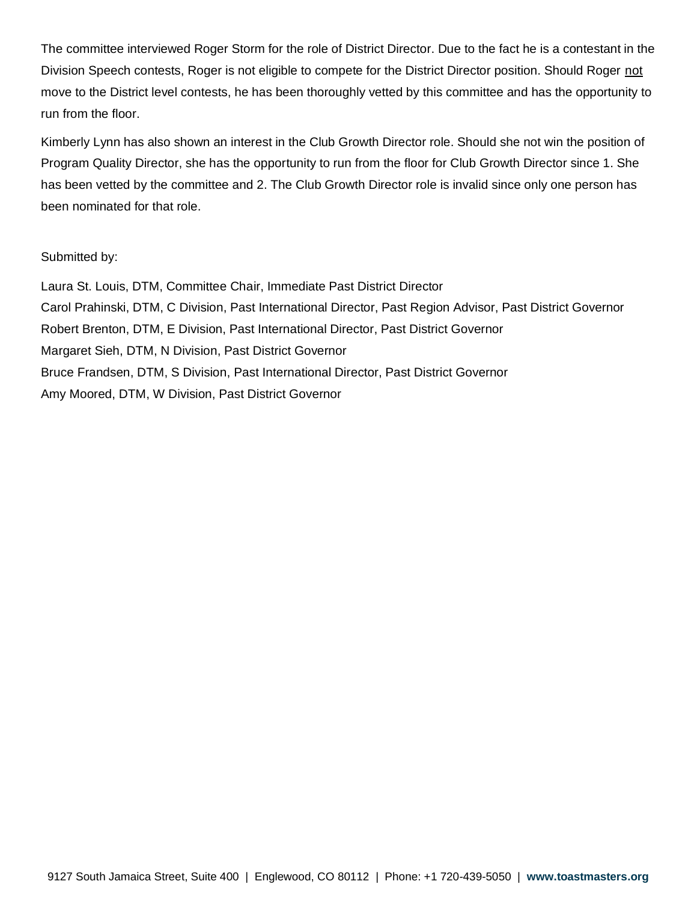The committee interviewed Roger Storm for the role of District Director. Due to the fact he is a contestant in the Division Speech contests, Roger is not eligible to compete for the District Director position. Should Roger <u>not</u> move to the District level contests, he has been thoroughly vetted by this committee and has the opportunity to run from the floor.

Kimberly Lynn has also shown an interest in the Club Growth Director role. Should she not win the position of Program Quality Director, she has the opportunity to run from the floor for Club Growth Director since 1. She has been vetted by the committee and 2. The Club Growth Director role is invalid since only one person has been nominated for that role.

Submitted by:

Laura St. Louis, DTM, Committee Chair, Immediate Past District Director
Carol Prahinski, DTM, C Division, Past International Director, Past Region Advisor, Past District Governor
Robert Brenton, DTM, E Division, Past International Director, Past District Governor
Margaret Sieh, DTM, N Division, Past District Governor
Bruce Frandsen, DTM, S Division, Past International Director, Past District Governor
Amy Moored, DTM, W Division, Past District Governor